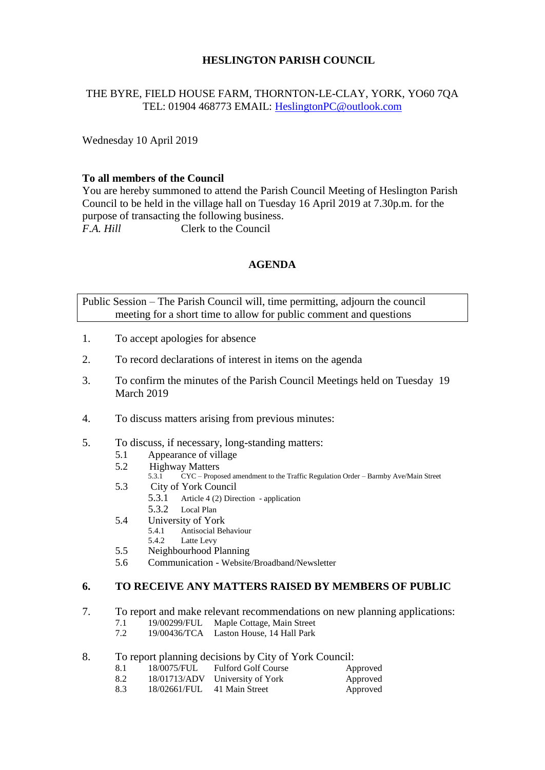# HESLINGTON PARISH COUNCIL

THE BYRE, FIELD HOUSE FARM, THORNTON-LE-CLAY, YORK, YO60 7QA
TEL: 01904 468773 EMAIL: HeslingtonPC@outlook.com

Wednesday 10 April 2019

**To all members of the Council**
You are hereby summoned to attend the Parish Council Meeting of Heslington Parish Council to be held in the village hall on Tuesday 16 April 2019 at 7.30p.m. for the purpose of transacting the following business.
*F.A. Hill* Clerk to the Council

## AGENDA

Public Session – The Parish Council will, time permitting, adjourn the council meeting for a short time to allow for public comment and questions

1. To accept apologies for absence

2. To record declarations of interest in items on the agenda

3. To confirm the minutes of the Parish Council Meetings held on Tuesday 19 March 2019

4. To discuss matters arising from previous minutes:

5. To discuss, if necessary, long-standing matters:
   - 5.1 Appearance of village
   - 5.2 Highway Matters
     - 5.3.1 CYC – Proposed amendment to the Traffic Regulation Order – Barmby Ave/Main Street
   - 5.3 City of York Council
     - 5.3.1 Article 4 (2) Direction - application
     - 5.3.2 Local Plan
   - 5.4 University of York
     - 5.4.1 Antisocial Behaviour
     - 5.4.2 Latte Levy
   - 5.5 Neighbourhood Planning
   - 5.6 Communication - Website/Broadband/Newsletter

**6. TO RECEIVE ANY MATTERS RAISED BY MEMBERS OF PUBLIC**

7. To report and make relevant recommendations on new planning applications:
   - 7.1 19/00299/FUL Maple Cottage, Main Street
   - 7.2 19/00436/TCA Laston House, 14 Hall Park

8. To report planning decisions by City of York Council:

| | | | |
|---|---|---|---|
| 8.1 | 18/0075/FUL | Fulford Golf Course | Approved |
| 8.2 | 18/01713/ADV | University of York | Approved |
| 8.3 | 18/02661/FUL | 41 Main Street | Approved |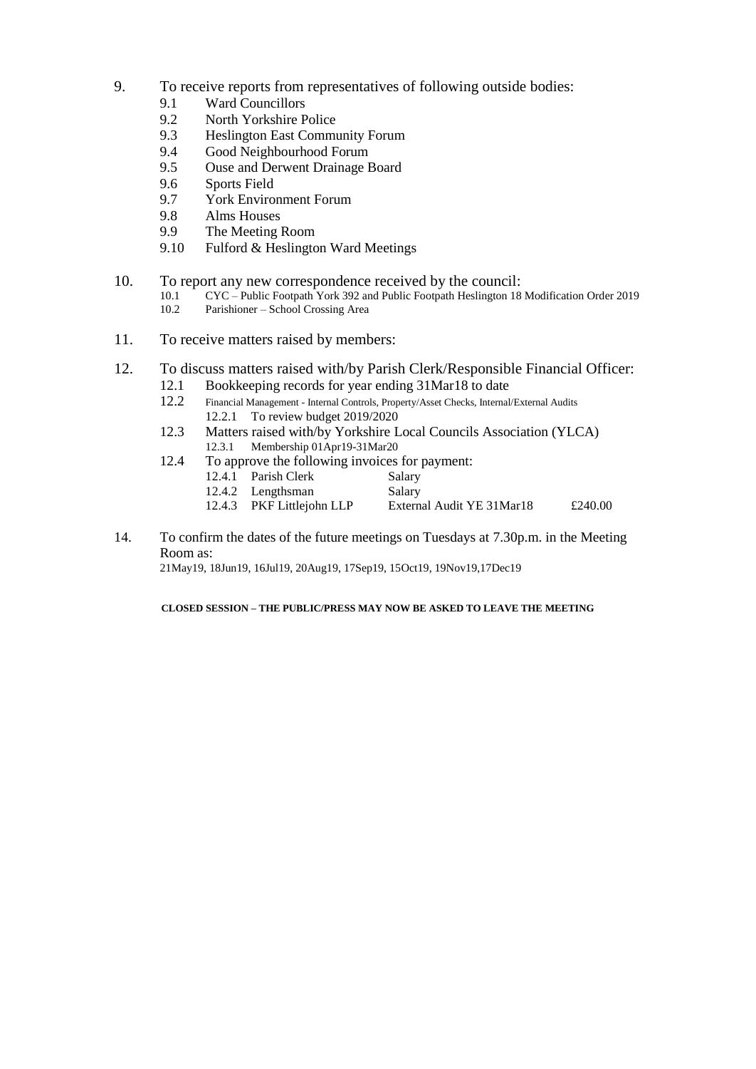9. To receive reports from representatives of following outside bodies:
   - 9.1 Ward Councillors
   - 9.2 North Yorkshire Police
   - 9.3 Heslington East Community Forum
   - 9.4 Good Neighbourhood Forum
   - 9.5 Ouse and Derwent Drainage Board
   - 9.6 Sports Field
   - 9.7 York Environment Forum
   - 9.8 Alms Houses
   - 9.9 The Meeting Room
   - 9.10 Fulford & Heslington Ward Meetings

10. To report any new correspondence received by the council:
    - 10.1 CYC – Public Footpath York 392 and Public Footpath Heslington 18 Modification Order 2019
    - 10.2 Parishioner – School Crossing Area

11. To receive matters raised by members:

12. To discuss matters raised with/by Parish Clerk/Responsible Financial Officer:
    - 12.1 Bookkeeping records for year ending 31Mar18 to date
    - 12.2 Financial Management - Internal Controls, Property/Asset Checks, Internal/External Audits
      - 12.2.1 To review budget 2019/2020
    - 12.3 Matters raised with/by Yorkshire Local Councils Association (YLCA)
      - 12.3.1 Membership 01Apr19-31Mar20
    - 12.4 To approve the following invoices for payment:

| | | | |
|---|---|---|---|
| 12.4.1 | Parish Clerk | Salary | |
| 12.4.2 | Lengthsman | Salary | |
| 12.4.3 | PKF Littlejohn LLP | External Audit YE 31Mar18 | £240.00 |

14. To confirm the dates of the future meetings on Tuesdays at 7.30p.m. in the Meeting Room as:
    21May19, 18Jun19, 16Jul19, 20Aug19, 17Sep19, 15Oct19, 19Nov19,17Dec19

**CLOSED SESSION – THE PUBLIC/PRESS MAY NOW BE ASKED TO LEAVE THE MEETING**